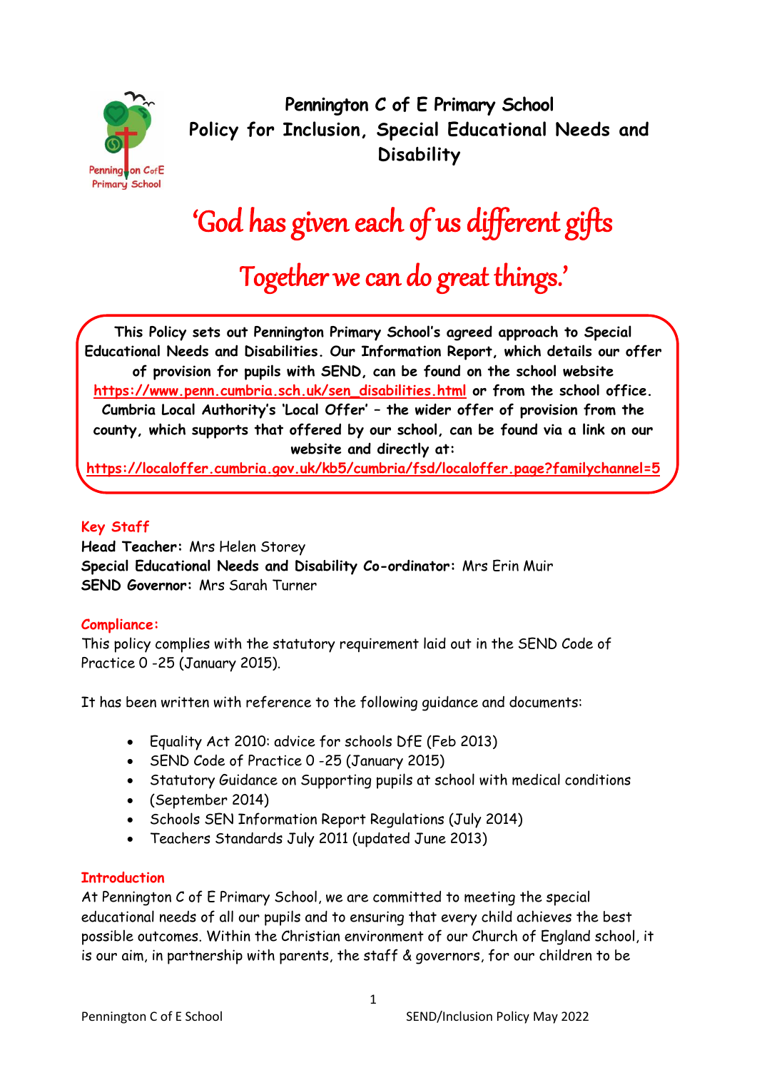# Pennington C of E Primary School
# Policy for Inclusion, Special Educational Needs and Disability

## 'God has given each of us different gifts
## Together we can do great things.'

**This Policy sets out Pennington Primary School's agreed approach to Special Educational Needs and Disabilities. Our Information Report, which details our offer of provision for pupils with SEND, can be found on the school website https://www.penn.cumbria.sch.uk/sen_disabilities.html or from the school office. Cumbria Local Authority's 'Local Offer' – the wider offer of provision from the county, which supports that offered by our school, can be found via a link on our website and directly at: https://localoffer.cumbria.gov.uk/kb5/cumbria/fsd/localoffer.page?familychannel=5**

### Key Staff

**Head Teacher:** Mrs Helen Storey
**Special Educational Needs and Disability Co-ordinator:** Mrs Erin Muir
**SEND Governor:** Mrs Sarah Turner

### Compliance:

This policy complies with the statutory requirement laid out in the SEND Code of Practice 0 -25 (January 2015).

It has been written with reference to the following guidance and documents:

- Equality Act 2010: advice for schools DfE (Feb 2013)
- SEND Code of Practice 0 -25 (January 2015)
- Statutory Guidance on Supporting pupils at school with medical conditions
- (September 2014)
- Schools SEN Information Report Regulations (July 2014)
- Teachers Standards July 2011 (updated June 2013)

### Introduction

At Pennington C of E Primary School, we are committed to meeting the special educational needs of all our pupils and to ensuring that every child achieves the best possible outcomes. Within the Christian environment of our Church of England school, it is our aim, in partnership with parents, the staff & governors, for our children to be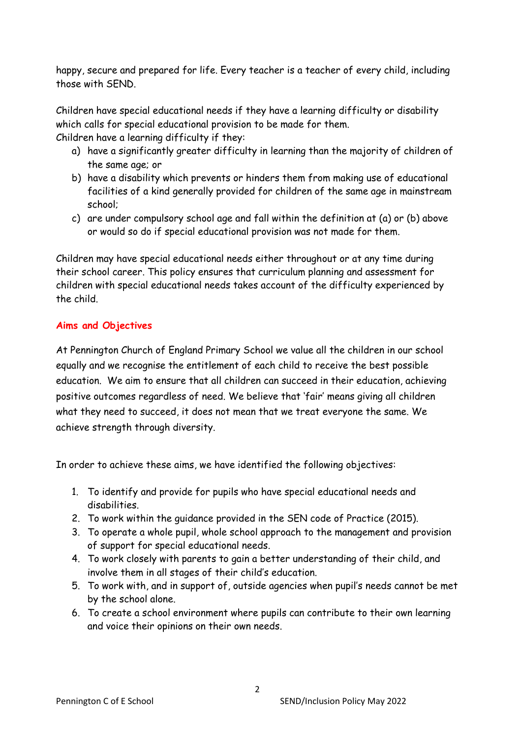happy, secure and prepared for life. Every teacher is a teacher of every child, including those with SEND.

Children have special educational needs if they have a learning difficulty or disability which calls for special educational provision to be made for them.
Children have a learning difficulty if they:

a) have a significantly greater difficulty in learning than the majority of children of the same age; or
b) have a disability which prevents or hinders them from making use of educational facilities of a kind generally provided for children of the same age in mainstream school;
c) are under compulsory school age and fall within the definition at (a) or (b) above or would so do if special educational provision was not made for them.

Children may have special educational needs either throughout or at any time during their school career. This policy ensures that curriculum planning and assessment for children with special educational needs takes account of the difficulty experienced by the child.

## Aims and Objectives

At Pennington Church of England Primary School we value all the children in our school equally and we recognise the entitlement of each child to receive the best possible education. We aim to ensure that all children can succeed in their education, achieving positive outcomes regardless of need. We believe that 'fair' means giving all children what they need to succeed, it does not mean that we treat everyone the same. We achieve strength through diversity.

In order to achieve these aims, we have identified the following objectives:

1. To identify and provide for pupils who have special educational needs and disabilities.
2. To work within the guidance provided in the SEN code of Practice (2015).
3. To operate a whole pupil, whole school approach to the management and provision of support for special educational needs.
4. To work closely with parents to gain a better understanding of their child, and involve them in all stages of their child's education.
5. To work with, and in support of, outside agencies when pupil's needs cannot be met by the school alone.
6. To create a school environment where pupils can contribute to their own learning and voice their opinions on their own needs.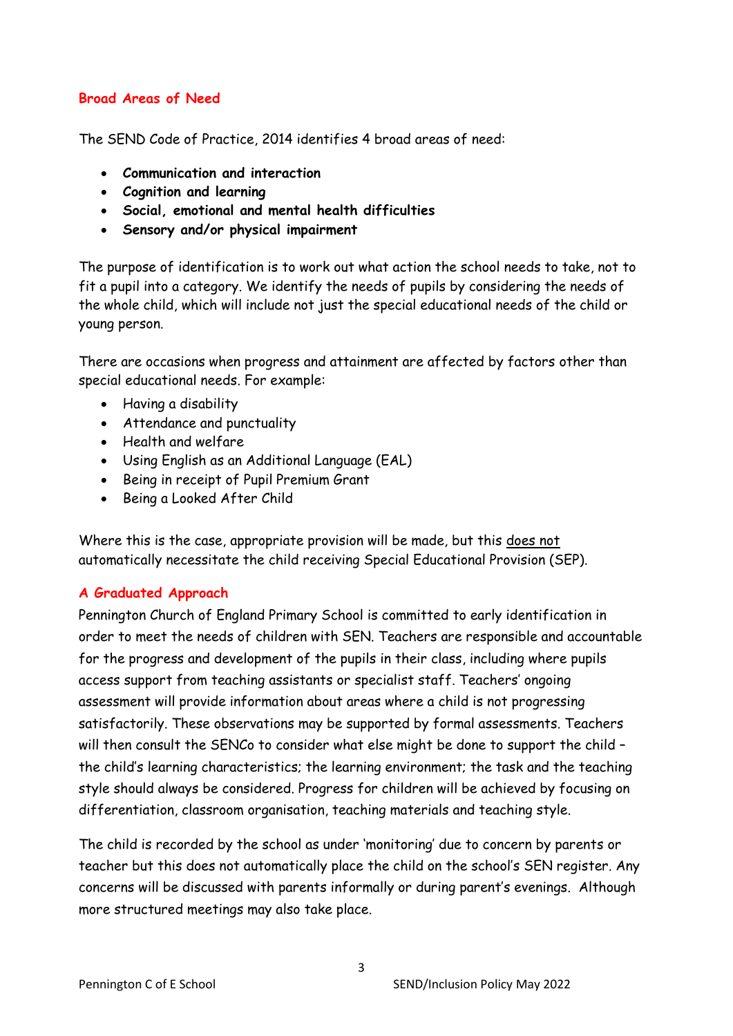## Broad Areas of Need

The SEND Code of Practice, 2014 identifies 4 broad areas of need:

- ***Communication and interaction***
- ***Cognition and learning***
- ***Social, emotional and mental health difficulties***
- ***Sensory and/or physical impairment***

The purpose of identification is to work out what action the school needs to take, not to fit a pupil into a category. We identify the needs of pupils by considering the needs of the whole child, which will include not just the special educational needs of the child or young person.

There are occasions when progress and attainment are affected by factors other than special educational needs. For example:

- Having a disability
- Attendance and punctuality
- Health and welfare
- Using English as an Additional Language (EAL)
- Being in receipt of Pupil Premium Grant
- Being a Looked After Child

Where this is the case, appropriate provision will be made, but this <u>does not</u> automatically necessitate the child receiving Special Educational Provision (SEP).

## A Graduated Approach

Pennington Church of England Primary School is committed to early identification in order to meet the needs of children with SEN. Teachers are responsible and accountable for the progress and development of the pupils in their class, including where pupils access support from teaching assistants or specialist staff. Teachers' ongoing assessment will provide information about areas where a child is not progressing satisfactorily. These observations may be supported by formal assessments. Teachers will then consult the SENCo to consider what else might be done to support the child – the child's learning characteristics; the learning environment; the task and the teaching style should always be considered. Progress for children will be achieved by focusing on differentiation, classroom organisation, teaching materials and teaching style.

The child is recorded by the school as under 'monitoring' due to concern by parents or teacher but this does not automatically place the child on the school's SEN register. Any concerns will be discussed with parents informally or during parent's evenings. Although more structured meetings may also take place.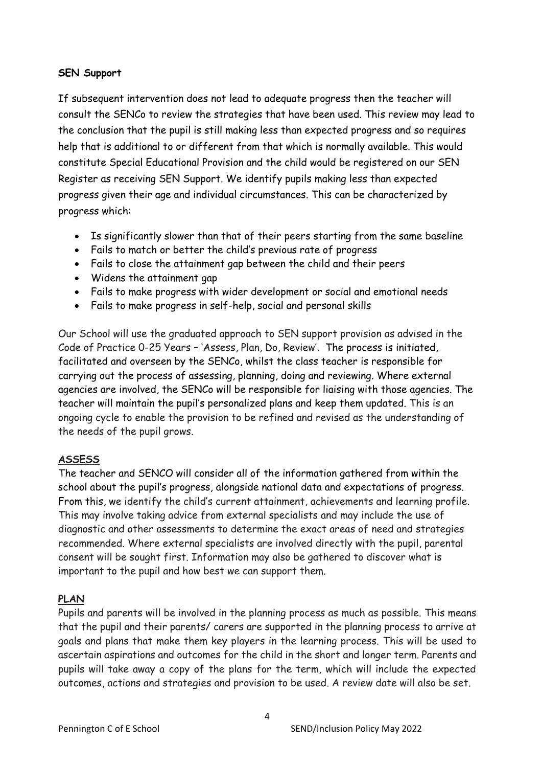**SEN Support**

If subsequent intervention does not lead to adequate progress then the teacher will consult the SENCo to review the strategies that have been used. This review may lead to the conclusion that the pupil is still making less than expected progress and so requires help that is additional to or different from that which is normally available. This would constitute Special Educational Provision and the child would be registered on our SEN Register as receiving SEN Support. We identify pupils making less than expected progress given their age and individual circumstances. This can be characterized by progress which:

- Is significantly slower than that of their peers starting from the same baseline
- Fails to match or better the child's previous rate of progress
- Fails to close the attainment gap between the child and their peers
- Widens the attainment gap
- Fails to make progress with wider development or social and emotional needs
- Fails to make progress in self-help, social and personal skills

Our School will use the graduated approach to SEN support provision as advised in the Code of Practice 0-25 Years – 'Assess, Plan, Do, Review'. The process is initiated, facilitated and overseen by the SENCo, whilst the class teacher is responsible for carrying out the process of assessing, planning, doing and reviewing. Where external agencies are involved, the SENCo will be responsible for liaising with those agencies. The teacher will maintain the pupil's personalized plans and keep them updated. This is an ongoing cycle to enable the provision to be refined and revised as the understanding of the needs of the pupil grows.

**ASSESS**

The teacher and SENCO will consider all of the information gathered from within the school about the pupil's progress, alongside national data and expectations of progress. From this, we identify the child's current attainment, achievements and learning profile. This may involve taking advice from external specialists and may include the use of diagnostic and other assessments to determine the exact areas of need and strategies recommended. Where external specialists are involved directly with the pupil, parental consent will be sought first. Information may also be gathered to discover what is important to the pupil and how best we can support them.

**PLAN**

Pupils and parents will be involved in the planning process as much as possible. This means that the pupil and their parents/ carers are supported in the planning process to arrive at goals and plans that make them key players in the learning process. This will be used to ascertain aspirations and outcomes for the child in the short and longer term. Parents and pupils will take away a copy of the plans for the term, which will include the expected outcomes, actions and strategies and provision to be used. A review date will also be set.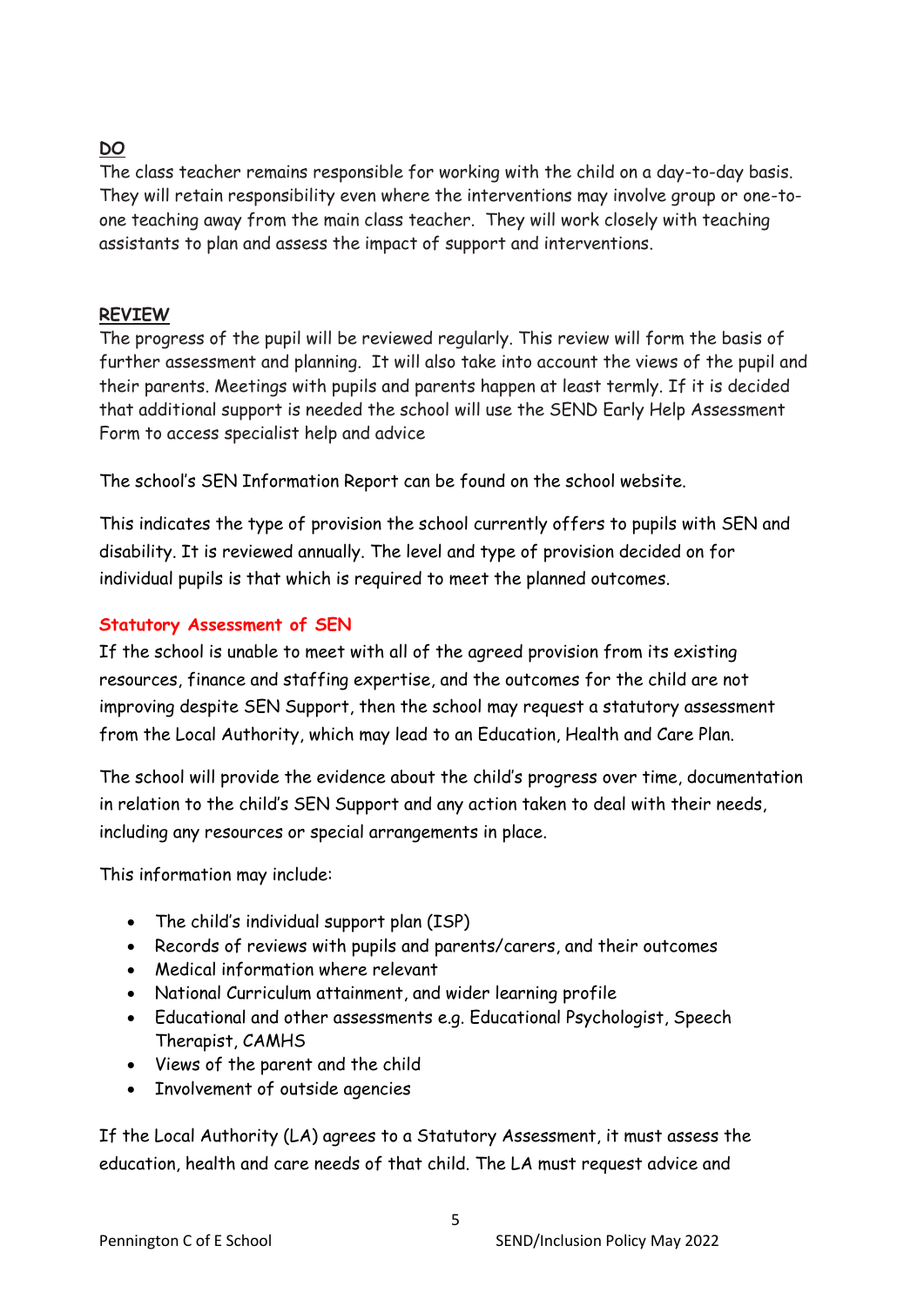**DO**
The class teacher remains responsible for working with the child on a day-to-day basis. They will retain responsibility even where the interventions may involve group or one-to-one teaching away from the main class teacher. They will work closely with teaching assistants to plan and assess the impact of support and interventions.

**REVIEW**
The progress of the pupil will be reviewed regularly. This review will form the basis of further assessment and planning. It will also take into account the views of the pupil and their parents. Meetings with pupils and parents happen at least termly. If it is decided that additional support is needed the school will use the SEND Early Help Assessment Form to access specialist help and advice

The school's SEN Information Report can be found on the school website.

This indicates the type of provision the school currently offers to pupils with SEN and disability. It is reviewed annually. The level and type of provision decided on for individual pupils is that which is required to meet the planned outcomes.

## Statutory Assessment of SEN

If the school is unable to meet with all of the agreed provision from its existing resources, finance and staffing expertise, and the outcomes for the child are not improving despite SEN Support, then the school may request a statutory assessment from the Local Authority, which may lead to an Education, Health and Care Plan.

The school will provide the evidence about the child's progress over time, documentation in relation to the child's SEN Support and any action taken to deal with their needs, including any resources or special arrangements in place.

This information may include:

- The child's individual support plan (ISP)
- Records of reviews with pupils and parents/carers, and their outcomes
- Medical information where relevant
- National Curriculum attainment, and wider learning profile
- Educational and other assessments e.g. Educational Psychologist, Speech Therapist, CAMHS
- Views of the parent and the child
- Involvement of outside agencies

If the Local Authority (LA) agrees to a Statutory Assessment, it must assess the education, health and care needs of that child. The LA must request advice and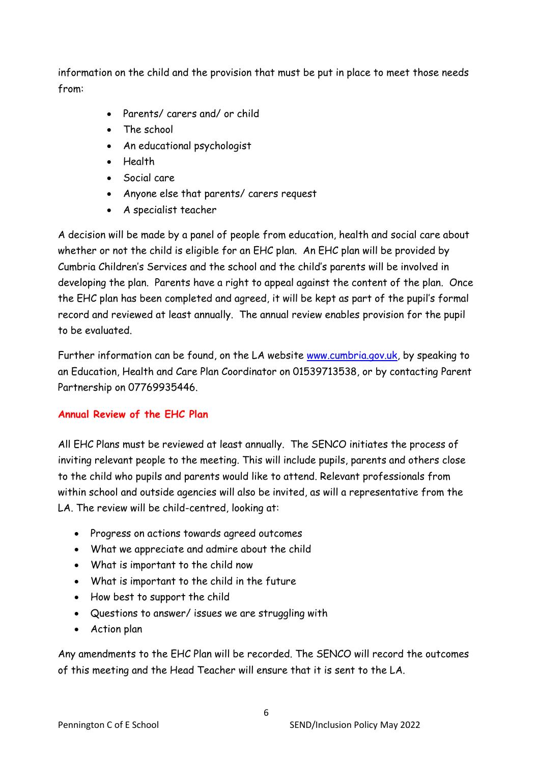information on the child and the provision that must be put in place to meet those needs from:

- Parents/ carers and/ or child
- The school
- An educational psychologist
- Health
- Social care
- Anyone else that parents/ carers request
- A specialist teacher

A decision will be made by a panel of people from education, health and social care about whether or not the child is eligible for an EHC plan. An EHC plan will be provided by Cumbria Children's Services and the school and the child's parents will be involved in developing the plan. Parents have a right to appeal against the content of the plan. Once the EHC plan has been completed and agreed, it will be kept as part of the pupil's formal record and reviewed at least annually. The annual review enables provision for the pupil to be evaluated.

Further information can be found, on the LA website [www.cumbria.gov.uk](http://www.cumbria.gov.uk), by speaking to an Education, Health and Care Plan Coordinator on 01539713538, or by contacting Parent Partnership on 07769935446.

## Annual Review of the EHC Plan

All EHC Plans must be reviewed at least annually. The SENCO initiates the process of inviting relevant people to the meeting. This will include pupils, parents and others close to the child who pupils and parents would like to attend. Relevant professionals from within school and outside agencies will also be invited, as will a representative from the LA. The review will be child-centred, looking at:

- Progress on actions towards agreed outcomes
- What we appreciate and admire about the child
- What is important to the child now
- What is important to the child in the future
- How best to support the child
- Questions to answer/ issues we are struggling with
- Action plan

Any amendments to the EHC Plan will be recorded. The SENCO will record the outcomes of this meeting and the Head Teacher will ensure that it is sent to the LA.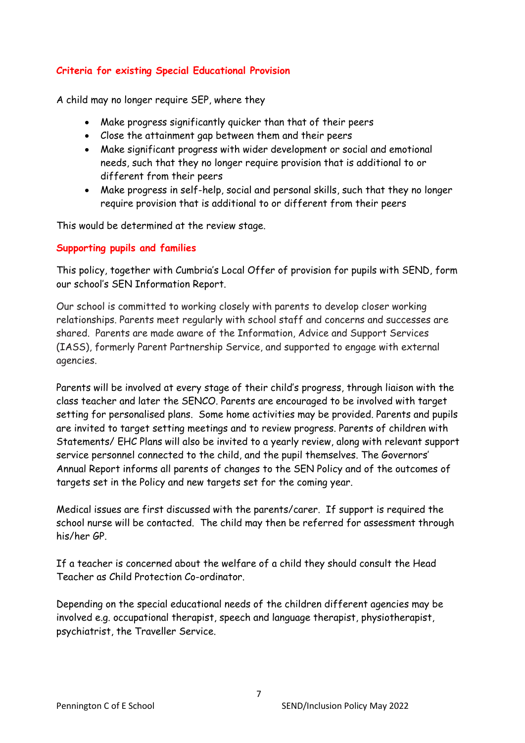### Criteria for existing Special Educational Provision

A child may no longer require SEP, where they

- Make progress significantly quicker than that of their peers
- Close the attainment gap between them and their peers
- Make significant progress with wider development or social and emotional needs, such that they no longer require provision that is additional to or different from their peers
- Make progress in self-help, social and personal skills, such that they no longer require provision that is additional to or different from their peers

This would be determined at the review stage.

### Supporting pupils and families

This policy, together with Cumbria's Local Offer of provision for pupils with SEND, form our school's SEN Information Report.

Our school is committed to working closely with parents to develop closer working relationships. Parents meet regularly with school staff and concerns and successes are shared. Parents are made aware of the Information, Advice and Support Services (IASS), formerly Parent Partnership Service, and supported to engage with external agencies.

Parents will be involved at every stage of their child's progress, through liaison with the class teacher and later the SENCO. Parents are encouraged to be involved with target setting for personalised plans. Some home activities may be provided. Parents and pupils are invited to target setting meetings and to review progress. Parents of children with Statements/ EHC Plans will also be invited to a yearly review, along with relevant support service personnel connected to the child, and the pupil themselves. The Governors' Annual Report informs all parents of changes to the SEN Policy and of the outcomes of targets set in the Policy and new targets set for the coming year.

Medical issues are first discussed with the parents/carer. If support is required the school nurse will be contacted. The child may then be referred for assessment through his/her GP.

If a teacher is concerned about the welfare of a child they should consult the Head Teacher as Child Protection Co-ordinator.

Depending on the special educational needs of the children different agencies may be involved e.g. occupational therapist, speech and language therapist, physiotherapist, psychiatrist, the Traveller Service.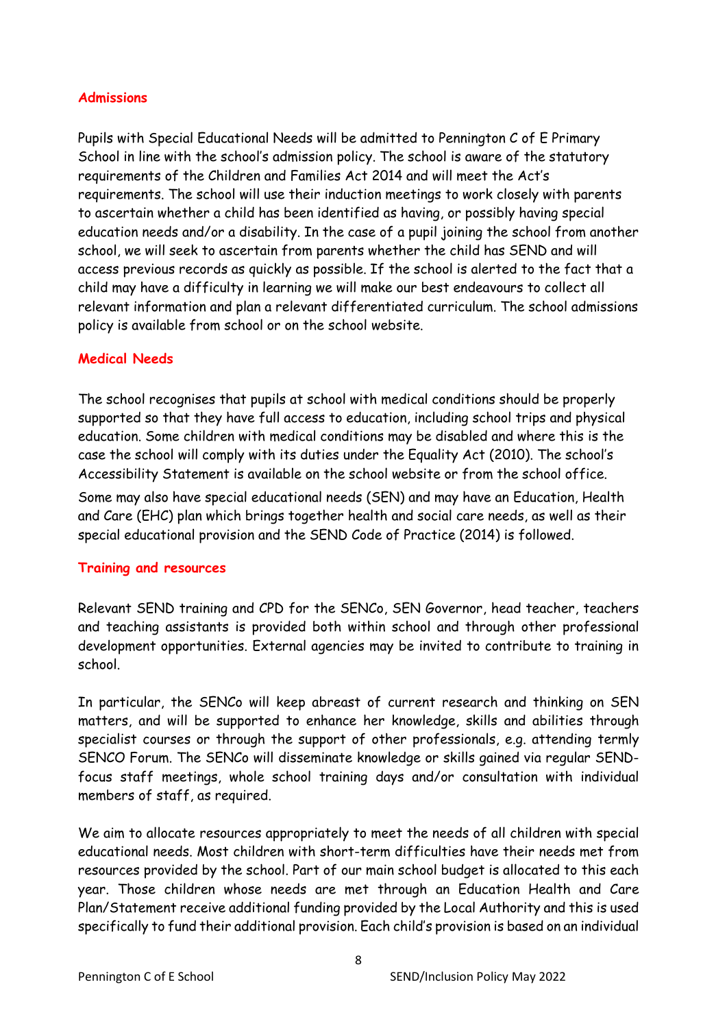## Admissions

Pupils with Special Educational Needs will be admitted to Pennington C of E Primary School in line with the school's admission policy. The school is aware of the statutory requirements of the Children and Families Act 2014 and will meet the Act's requirements. The school will use their induction meetings to work closely with parents to ascertain whether a child has been identified as having, or possibly having special education needs and/or a disability. In the case of a pupil joining the school from another school, we will seek to ascertain from parents whether the child has SEND and will access previous records as quickly as possible. If the school is alerted to the fact that a child may have a difficulty in learning we will make our best endeavours to collect all relevant information and plan a relevant differentiated curriculum. The school admissions policy is available from school or on the school website.

## Medical Needs

The school recognises that pupils at school with medical conditions should be properly supported so that they have full access to education, including school trips and physical education. Some children with medical conditions may be disabled and where this is the case the school will comply with its duties under the Equality Act (2010). The school's Accessibility Statement is available on the school website or from the school office.

Some may also have special educational needs (SEN) and may have an Education, Health and Care (EHC) plan which brings together health and social care needs, as well as their special educational provision and the SEND Code of Practice (2014) is followed.

## Training and resources

Relevant SEND training and CPD for the SENCo, SEN Governor, head teacher, teachers and teaching assistants is provided both within school and through other professional development opportunities. External agencies may be invited to contribute to training in school.

In particular, the SENCo will keep abreast of current research and thinking on SEN matters, and will be supported to enhance her knowledge, skills and abilities through specialist courses or through the support of other professionals, e.g. attending termly SENCO Forum. The SENCo will disseminate knowledge or skills gained via regular SEND-focus staff meetings, whole school training days and/or consultation with individual members of staff, as required.

We aim to allocate resources appropriately to meet the needs of all children with special educational needs. Most children with short-term difficulties have their needs met from resources provided by the school. Part of our main school budget is allocated to this each year. Those children whose needs are met through an Education Health and Care Plan/Statement receive additional funding provided by the Local Authority and this is used specifically to fund their additional provision. Each child's provision is based on an individual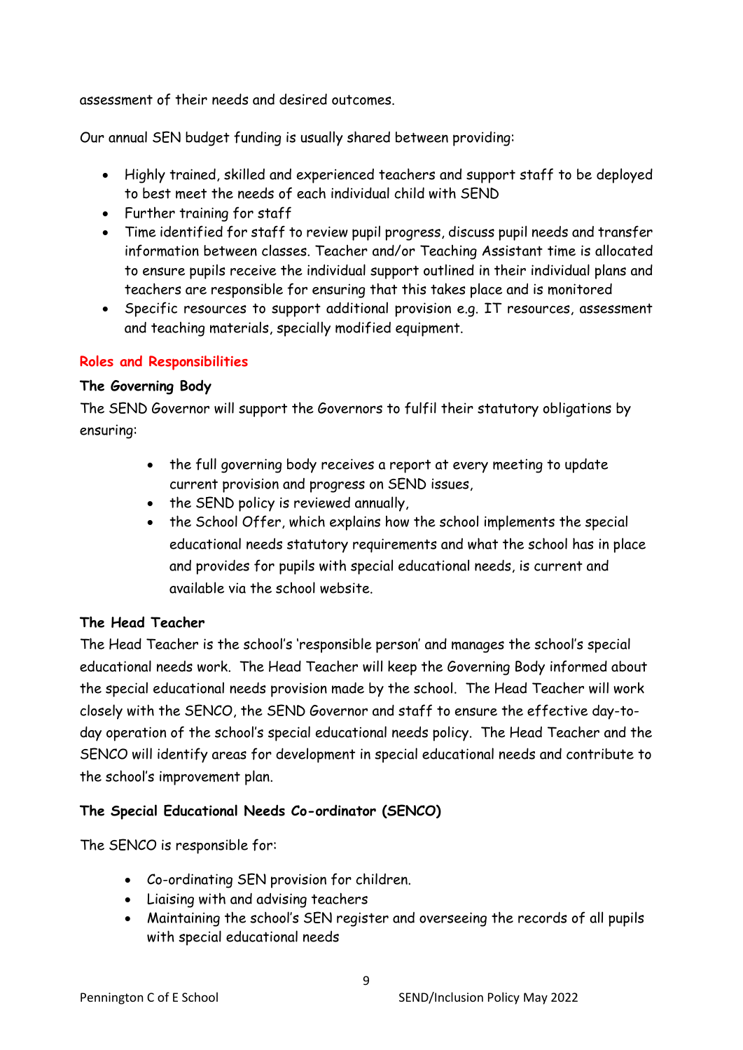assessment of their needs and desired outcomes.

Our annual SEN budget funding is usually shared between providing:

- Highly trained, skilled and experienced teachers and support staff to be deployed to best meet the needs of each individual child with SEND
- Further training for staff
- Time identified for staff to review pupil progress, discuss pupil needs and transfer information between classes. Teacher and/or Teaching Assistant time is allocated to ensure pupils receive the individual support outlined in their individual plans and teachers are responsible for ensuring that this takes place and is monitored
- Specific resources to support additional provision e.g. IT resources, assessment and teaching materials, specially modified equipment.

## Roles and Responsibilities

### The Governing Body

The SEND Governor will support the Governors to fulfil their statutory obligations by ensuring:

- the full governing body receives a report at every meeting to update current provision and progress on SEND issues,
- the SEND policy is reviewed annually,
- the School Offer, which explains how the school implements the special educational needs statutory requirements and what the school has in place and provides for pupils with special educational needs, is current and available via the school website.

### The Head Teacher

The Head Teacher is the school's 'responsible person' and manages the school's special educational needs work. The Head Teacher will keep the Governing Body informed about the special educational needs provision made by the school. The Head Teacher will work closely with the SENCO, the SEND Governor and staff to ensure the effective day-to-day operation of the school's special educational needs policy. The Head Teacher and the SENCO will identify areas for development in special educational needs and contribute to the school's improvement plan.

### The Special Educational Needs Co-ordinator (SENCO)

The SENCO is responsible for:

- Co-ordinating SEN provision for children.
- Liaising with and advising teachers
- Maintaining the school's SEN register and overseeing the records of all pupils with special educational needs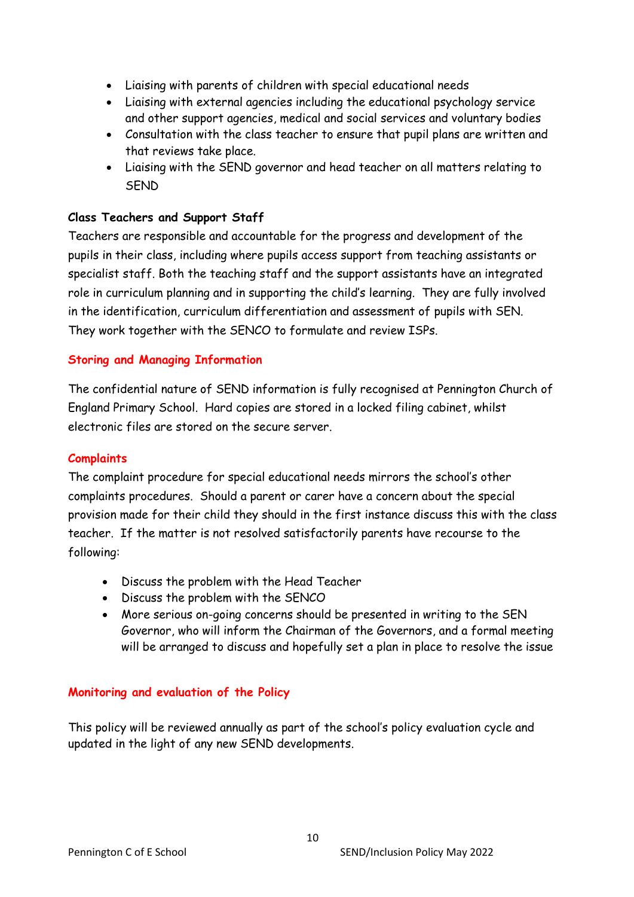- Liaising with parents of children with special educational needs
- Liaising with external agencies including the educational psychology service and other support agencies, medical and social services and voluntary bodies
- Consultation with the class teacher to ensure that pupil plans are written and that reviews take place.
- Liaising with the SEND governor and head teacher on all matters relating to SEND

**Class Teachers and Support Staff**

Teachers are responsible and accountable for the progress and development of the pupils in their class, including where pupils access support from teaching assistants or specialist staff. Both the teaching staff and the support assistants have an integrated role in curriculum planning and in supporting the child's learning. They are fully involved in the identification, curriculum differentiation and assessment of pupils with SEN. They work together with the SENCO to formulate and review ISPs.

## Storing and Managing Information

The confidential nature of SEND information is fully recognised at Pennington Church of England Primary School. Hard copies are stored in a locked filing cabinet, whilst electronic files are stored on the secure server.

## Complaints

The complaint procedure for special educational needs mirrors the school's other complaints procedures. Should a parent or carer have a concern about the special provision made for their child they should in the first instance discuss this with the class teacher. If the matter is not resolved satisfactorily parents have recourse to the following:

- Discuss the problem with the Head Teacher
- Discuss the problem with the SENCO
- More serious on-going concerns should be presented in writing to the SEN Governor, who will inform the Chairman of the Governors, and a formal meeting will be arranged to discuss and hopefully set a plan in place to resolve the issue

## Monitoring and evaluation of the Policy

This policy will be reviewed annually as part of the school's policy evaluation cycle and updated in the light of any new SEND developments.